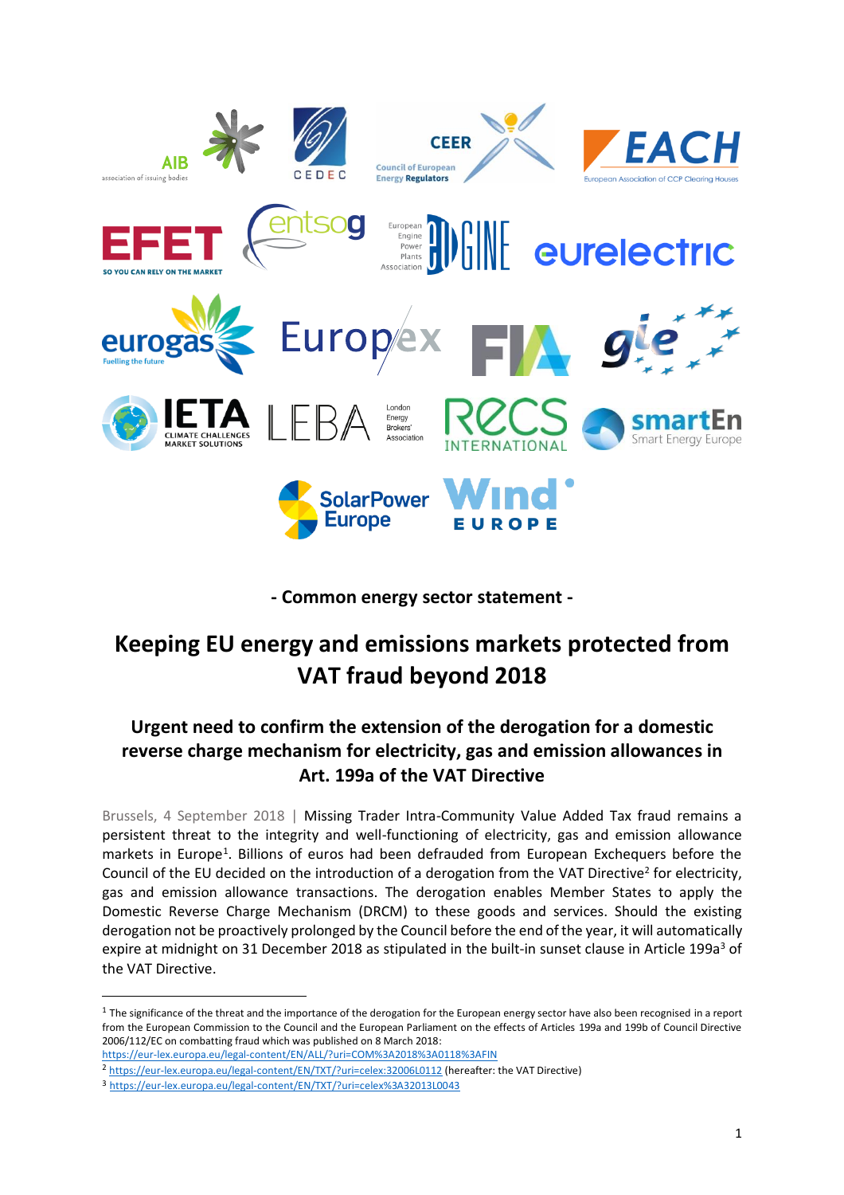- Common energy sector statement -

# Keeping EU energy and emissions markets protected from VAT fraud beyond 2018

## Urgent need to confirm the extension of the derogation for a domestic reverse charge mechanism for electricity, gas and emission allowances in Art. 199a of the VAT Directive

Brussels, 4 September 2018 | Missing Trader Intra-Community Value Added Tax fraud remains a persistent threat to the integrity and well-functioning of electricity, gas and emission allowance markets in Europe[1]. Billions of euros had been defrauded from European Exchequers before the Council of the EU decided on the introduction of a derogation from the VAT Directive[2] for electricity, gas and emission allowance transactions. The derogation enables Member States to apply the Domestic Reverse Charge Mechanism (DRCM) to these goods and services. Should the existing derogation not be proactively prolonged by the Council before the end of the year, it will automatically expire at midnight on 31 December 2018 as stipulated in the built-in sunset clause in Article 199a[3] of the VAT Directive.

---

[1] The significance of the threat and the importance of the derogation for the European energy sector have also been recognised in a report from the European Commission to the Council and the European Parliament on the effects of Articles 199a and 199b of Council Directive 2006/112/EC on combatting fraud which was published on 8 March 2018: https://eur-lex.europa.eu/legal-content/EN/ALL/?uri=COM%3A2018%3A0118%3AFIN

[2] https://eur-lex.europa.eu/legal-content/EN/TXT/?uri=celex:32006L0112 (hereafter: the VAT Directive)

[3] https://eur-lex.europa.eu/legal-content/EN/TXT/?uri=celex%3A32013L0043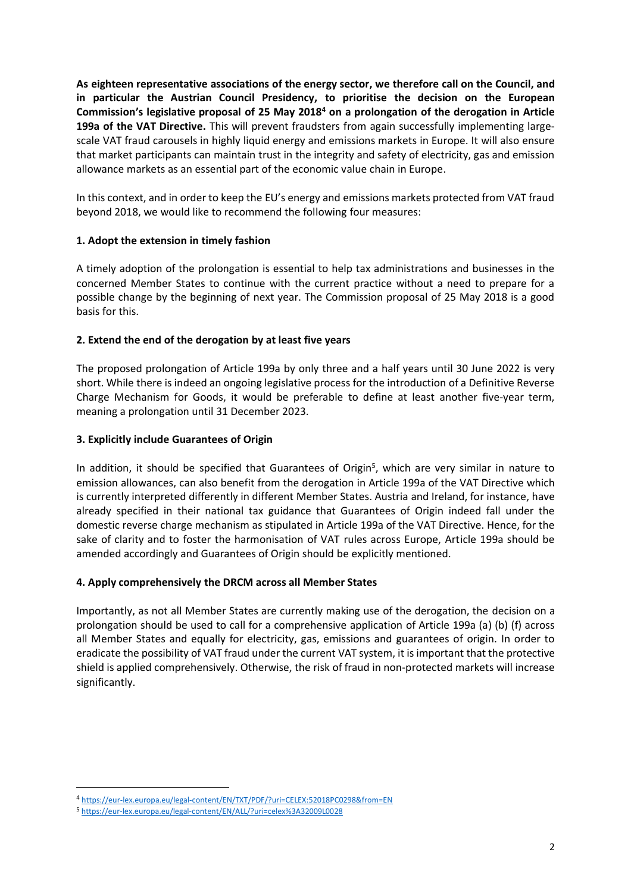**As eighteen representative associations of the energy sector, we therefore call on the Council, and in particular the Austrian Council Presidency, to prioritise the decision on the European Commission's legislative proposal of 25 May 2018[4] on a prolongation of the derogation in Article 199a of the VAT Directive.** This will prevent fraudsters from again successfully implementing large-scale VAT fraud carousels in highly liquid energy and emissions markets in Europe. It will also ensure that market participants can maintain trust in the integrity and safety of electricity, gas and emission allowance markets as an essential part of the economic value chain in Europe.

In this context, and in order to keep the EU's energy and emissions markets protected from VAT fraud beyond 2018, we would like to recommend the following four measures:

### 1. Adopt the extension in timely fashion

A timely adoption of the prolongation is essential to help tax administrations and businesses in the concerned Member States to continue with the current practice without a need to prepare for a possible change by the beginning of next year. The Commission proposal of 25 May 2018 is a good basis for this.

### 2. Extend the end of the derogation by at least five years

The proposed prolongation of Article 199a by only three and a half years until 30 June 2022 is very short. While there is indeed an ongoing legislative process for the introduction of a Definitive Reverse Charge Mechanism for Goods, it would be preferable to define at least another five-year term, meaning a prolongation until 31 December 2023.

### 3. Explicitly include Guarantees of Origin

In addition, it should be specified that Guarantees of Origin[5], which are very similar in nature to emission allowances, can also benefit from the derogation in Article 199a of the VAT Directive which is currently interpreted differently in different Member States. Austria and Ireland, for instance, have already specified in their national tax guidance that Guarantees of Origin indeed fall under the domestic reverse charge mechanism as stipulated in Article 199a of the VAT Directive. Hence, for the sake of clarity and to foster the harmonisation of VAT rules across Europe, Article 199a should be amended accordingly and Guarantees of Origin should be explicitly mentioned.

### 4. Apply comprehensively the DRCM across all Member States

Importantly, as not all Member States are currently making use of the derogation, the decision on a prolongation should be used to call for a comprehensive application of Article 199a (a) (b) (f) across all Member States and equally for electricity, gas, emissions and guarantees of origin. In order to eradicate the possibility of VAT fraud under the current VAT system, it is important that the protective shield is applied comprehensively. Otherwise, the risk of fraud in non-protected markets will increase significantly.

---

[4] https://eur-lex.europa.eu/legal-content/EN/TXT/PDF/?uri=CELEX:52018PC0298&from=EN

[5] https://eur-lex.europa.eu/legal-content/EN/ALL/?uri=celex%3A32009L0028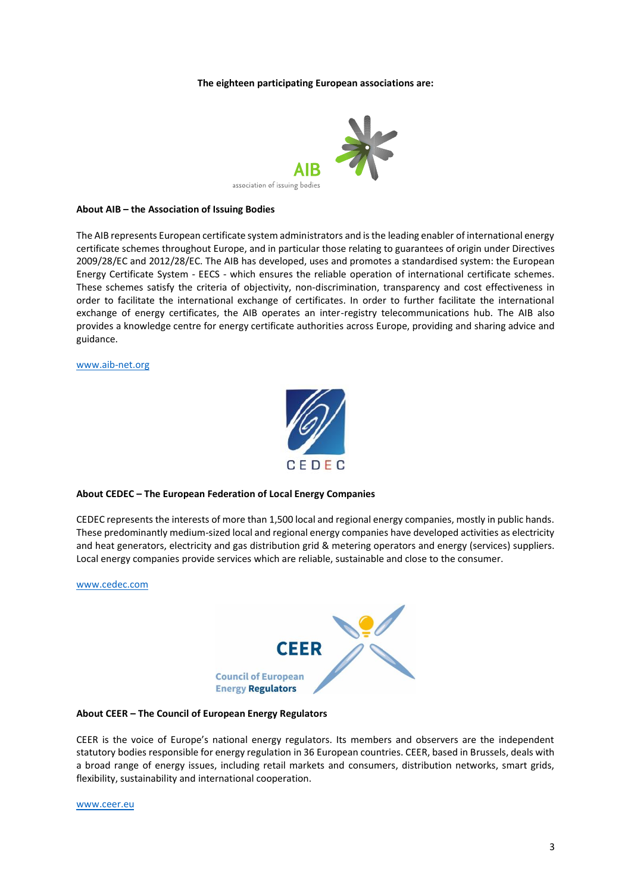**The eighteen participating European associations are:**

**About AIB – the Association of Issuing Bodies**

The AIB represents European certificate system administrators and is the leading enabler of international energy certificate schemes throughout Europe, and in particular those relating to guarantees of origin under Directives 2009/28/EC and 2012/28/EC. The AIB has developed, uses and promotes a standardised system: the European Energy Certificate System - EECS - which ensures the reliable operation of international certificate schemes. These schemes satisfy the criteria of objectivity, non-discrimination, transparency and cost effectiveness in order to facilitate the international exchange of certificates. In order to further facilitate the international exchange of energy certificates, the AIB operates an inter-registry telecommunications hub. The AIB also provides a knowledge centre for energy certificate authorities across Europe, providing and sharing advice and guidance.

www.aib-net.org

**About CEDEC – The European Federation of Local Energy Companies**

CEDEC represents the interests of more than 1,500 local and regional energy companies, mostly in public hands. These predominantly medium-sized local and regional energy companies have developed activities as electricity and heat generators, electricity and gas distribution grid & metering operators and energy (services) suppliers. Local energy companies provide services which are reliable, sustainable and close to the consumer.

www.cedec.com

**About CEER – The Council of European Energy Regulators**

CEER is the voice of Europe's national energy regulators. Its members and observers are the independent statutory bodies responsible for energy regulation in 36 European countries. CEER, based in Brussels, deals with a broad range of energy issues, including retail markets and consumers, distribution networks, smart grids, flexibility, sustainability and international cooperation.

www.ceer.eu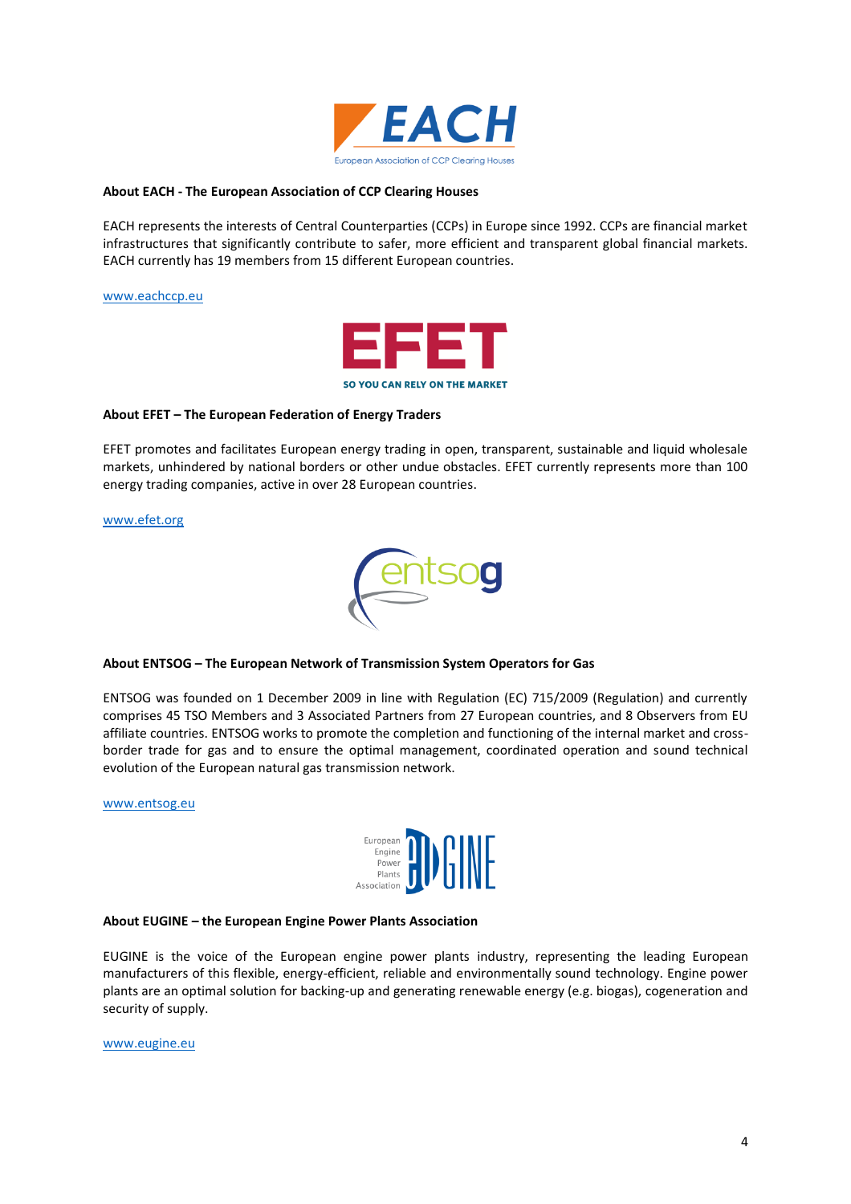**About EACH - The European Association of CCP Clearing Houses**

EACH represents the interests of Central Counterparties (CCPs) in Europe since 1992. CCPs are financial market infrastructures that significantly contribute to safer, more efficient and transparent global financial markets. EACH currently has 19 members from 15 different European countries.

www.eachccp.eu

**About EFET – The European Federation of Energy Traders**

EFET promotes and facilitates European energy trading in open, transparent, sustainable and liquid wholesale markets, unhindered by national borders or other undue obstacles. EFET currently represents more than 100 energy trading companies, active in over 28 European countries.

www.efet.org

**About ENTSOG – The European Network of Transmission System Operators for Gas**

ENTSOG was founded on 1 December 2009 in line with Regulation (EC) 715/2009 (Regulation) and currently comprises 45 TSO Members and 3 Associated Partners from 27 European countries, and 8 Observers from EU affiliate countries. ENTSOG works to promote the completion and functioning of the internal market and cross-border trade for gas and to ensure the optimal management, coordinated operation and sound technical evolution of the European natural gas transmission network.

www.entsog.eu

**About EUGINE – the European Engine Power Plants Association**

EUGINE is the voice of the European engine power plants industry, representing the leading European manufacturers of this flexible, energy-efficient, reliable and environmentally sound technology. Engine power plants are an optimal solution for backing-up and generating renewable energy (e.g. biogas), cogeneration and security of supply.

www.eugine.eu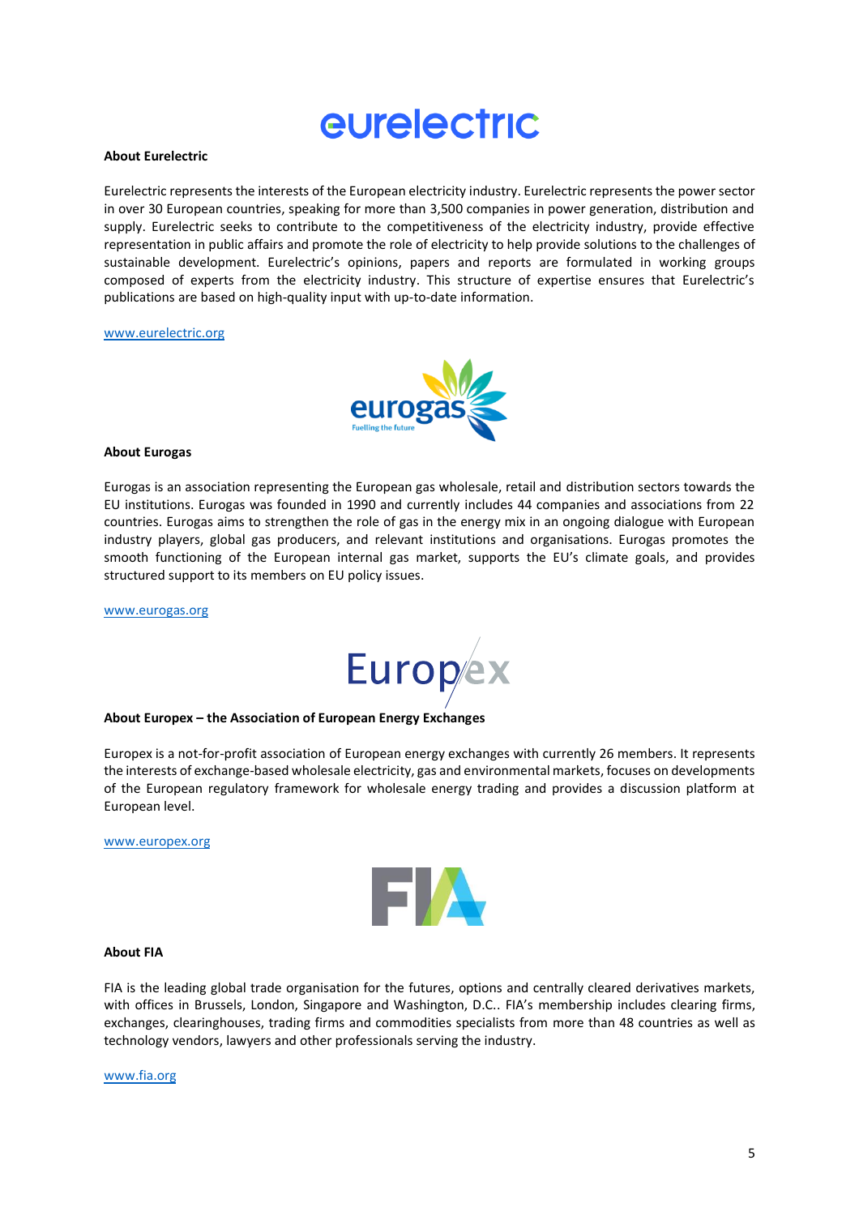**About Eurelectric**

Eurelectric represents the interests of the European electricity industry. Eurelectric represents the power sector in over 30 European countries, speaking for more than 3,500 companies in power generation, distribution and supply. Eurelectric seeks to contribute to the competitiveness of the electricity industry, provide effective representation in public affairs and promote the role of electricity to help provide solutions to the challenges of sustainable development. Eurelectric's opinions, papers and reports are formulated in working groups composed of experts from the electricity industry. This structure of expertise ensures that Eurelectric's publications are based on high-quality input with up-to-date information.

www.eurelectric.org

**About Eurogas**

Eurogas is an association representing the European gas wholesale, retail and distribution sectors towards the EU institutions. Eurogas was founded in 1990 and currently includes 44 companies and associations from 22 countries. Eurogas aims to strengthen the role of gas in the energy mix in an ongoing dialogue with European industry players, global gas producers, and relevant institutions and organisations. Eurogas promotes the smooth functioning of the European internal gas market, supports the EU's climate goals, and provides structured support to its members on EU policy issues.

www.eurogas.org

**About Europex – the Association of European Energy Exchanges**

Europex is a not-for-profit association of European energy exchanges with currently 26 members. It represents the interests of exchange-based wholesale electricity, gas and environmental markets, focuses on developments of the European regulatory framework for wholesale energy trading and provides a discussion platform at European level.

www.europex.org

**About FIA**

FIA is the leading global trade organisation for the futures, options and centrally cleared derivatives markets, with offices in Brussels, London, Singapore and Washington, D.C.. FIA's membership includes clearing firms, exchanges, clearinghouses, trading firms and commodities specialists from more than 48 countries as well as technology vendors, lawyers and other professionals serving the industry.

www.fia.org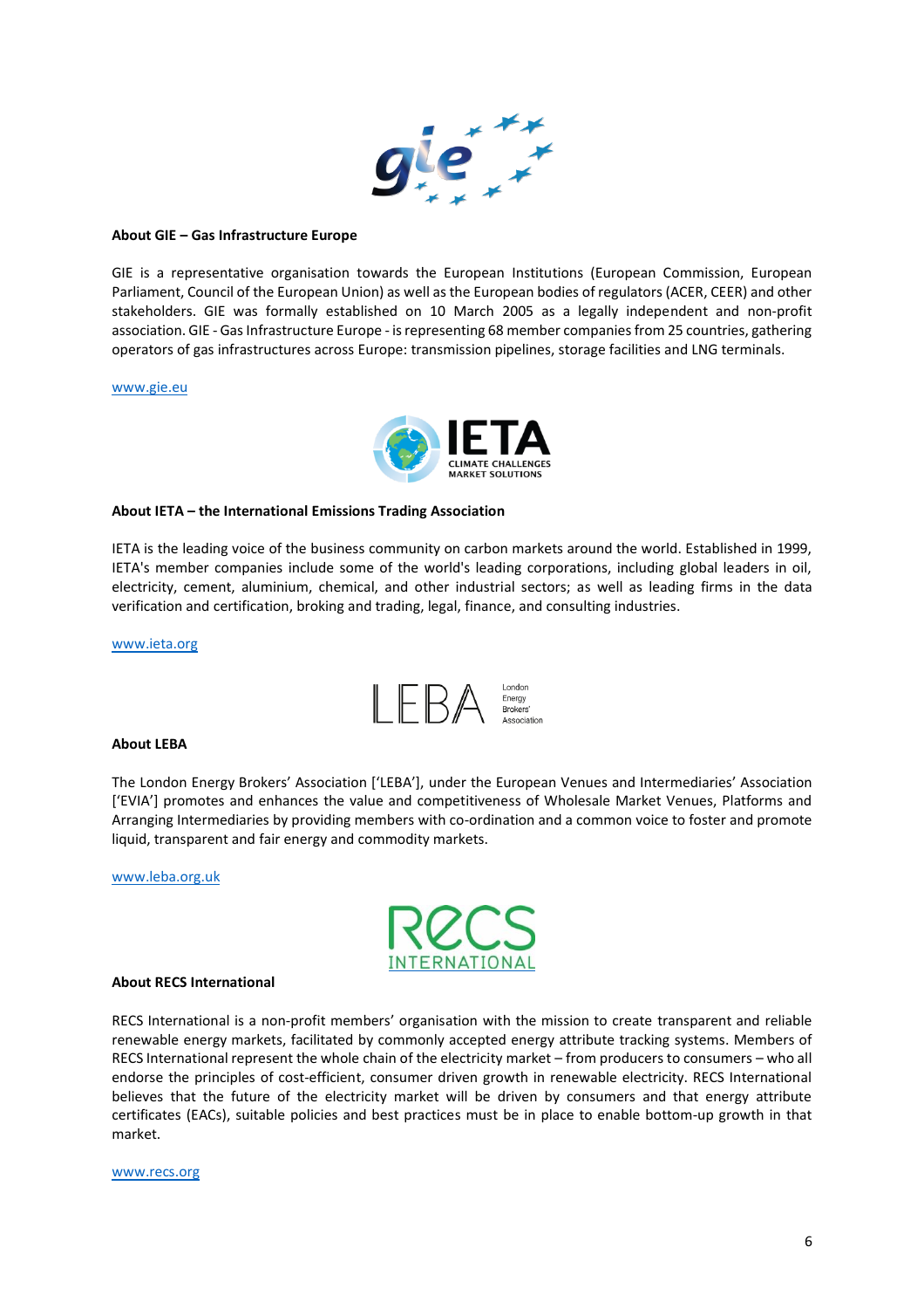**About GIE – Gas Infrastructure Europe**

GIE is a representative organisation towards the European Institutions (European Commission, European Parliament, Council of the European Union) as well as the European bodies of regulators (ACER, CEER) and other stakeholders. GIE was formally established on 10 March 2005 as a legally independent and non-profit association. GIE - Gas Infrastructure Europe - is representing 68 member companies from 25 countries, gathering operators of gas infrastructures across Europe: transmission pipelines, storage facilities and LNG terminals.

www.gie.eu

**About IETA – the International Emissions Trading Association**

IETA is the leading voice of the business community on carbon markets around the world. Established in 1999, IETA's member companies include some of the world's leading corporations, including global leaders in oil, electricity, cement, aluminium, chemical, and other industrial sectors; as well as leading firms in the data verification and certification, broking and trading, legal, finance, and consulting industries.

www.ieta.org

**About LEBA**

The London Energy Brokers' Association ['LEBA'], under the European Venues and Intermediaries' Association ['EVIA'] promotes and enhances the value and competitiveness of Wholesale Market Venues, Platforms and Arranging Intermediaries by providing members with co-ordination and a common voice to foster and promote liquid, transparent and fair energy and commodity markets.

www.leba.org.uk

**About RECS International**

RECS International is a non-profit members' organisation with the mission to create transparent and reliable renewable energy markets, facilitated by commonly accepted energy attribute tracking systems. Members of RECS International represent the whole chain of the electricity market – from producers to consumers – who all endorse the principles of cost-efficient, consumer driven growth in renewable electricity. RECS International believes that the future of the electricity market will be driven by consumers and that energy attribute certificates (EACs), suitable policies and best practices must be in place to enable bottom-up growth in that market.

www.recs.org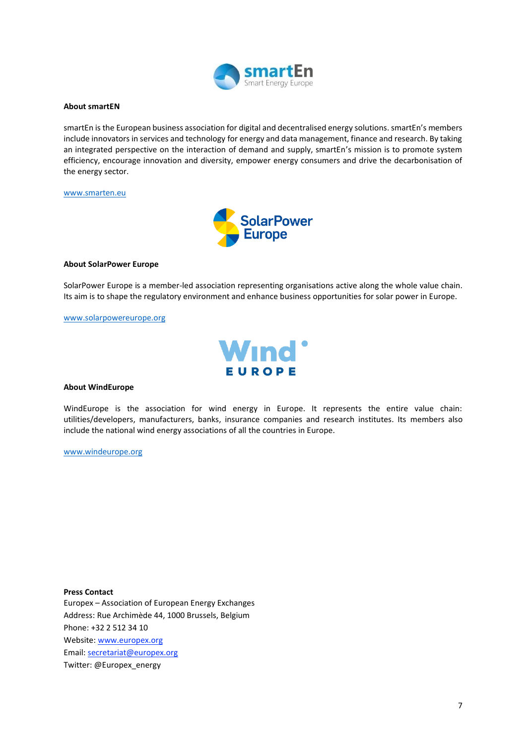**About smartEN**

smartEn is the European business association for digital and decentralised energy solutions. smartEn's members include innovators in services and technology for energy and data management, finance and research. By taking an integrated perspective on the interaction of demand and supply, smartEN's mission is to promote system efficiency, encourage innovation and diversity, empower energy consumers and drive the decarbonisation of the energy sector.

www.smarten.eu

**About SolarPower Europe**

SolarPower Europe is a member-led association representing organisations active along the whole value chain. Its aim is to shape the regulatory environment and enhance business opportunities for solar power in Europe.

www.solarpowereurope.org

**About WindEurope**

WindEurope is the association for wind energy in Europe. It represents the entire value chain: utilities/developers, manufacturers, banks, insurance companies and research institutes. Its members also include the national wind energy associations of all the countries in Europe.

www.windeurope.org

**Press Contact**
Europex – Association of European Energy Exchanges
Address: Rue Archimède 44, 1000 Brussels, Belgium
Phone: +32 2 512 34 10
Website: www.europex.org
Email: secretariat@europex.org
Twitter: @Europex_energy